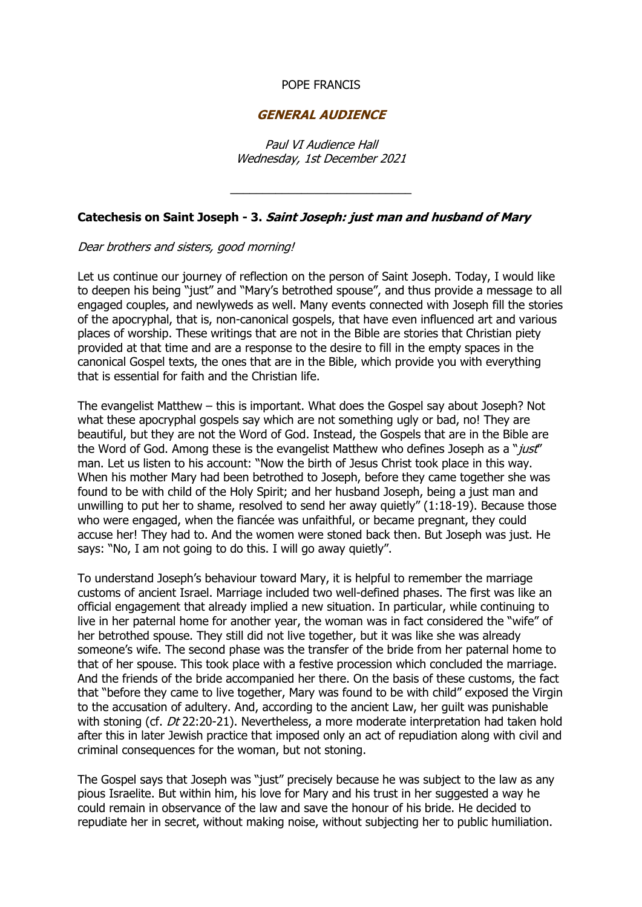POPE FRANCIS

## *GENERAL AUDIENCE*

*Paul VI Audience Hall*
*Wednesday, 1st December 2021*

---

### **Catechesis on Saint Joseph - 3. *Saint Joseph: just man and husband of Mary***

*Dear brothers and sisters, good morning!*

Let us continue our journey of reflection on the person of Saint Joseph. Today, I would like to deepen his being "just" and "Mary's betrothed spouse", and thus provide a message to all engaged couples, and newlyweds as well. Many events connected with Joseph fill the stories of the apocryphal, that is, non-canonical gospels, that have even influenced art and various places of worship. These writings that are not in the Bible are stories that Christian piety provided at that time and are a response to the desire to fill in the empty spaces in the canonical Gospel texts, the ones that are in the Bible, which provide you with everything that is essential for faith and the Christian life.

The evangelist Matthew – this is important. What does the Gospel say about Joseph? Not what these apocryphal gospels say which are not something ugly or bad, no! They are beautiful, but they are not the Word of God. Instead, the Gospels that are in the Bible are the Word of God. Among these is the evangelist Matthew who defines Joseph as a "*just*" man. Let us listen to his account: "Now the birth of Jesus Christ took place in this way. When his mother Mary had been betrothed to Joseph, before they came together she was found to be with child of the Holy Spirit; and her husband Joseph, being a just man and unwilling to put her to shame, resolved to send her away quietly" (1:18-19). Because those who were engaged, when the fiancée was unfaithful, or became pregnant, they could accuse her! They had to. And the women were stoned back then. But Joseph was just. He says: "No, I am not going to do this. I will go away quietly".

To understand Joseph's behaviour toward Mary, it is helpful to remember the marriage customs of ancient Israel. Marriage included two well-defined phases. The first was like an official engagement that already implied a new situation. In particular, while continuing to live in her paternal home for another year, the woman was in fact considered the "wife" of her betrothed spouse. They still did not live together, but it was like she was already someone's wife. The second phase was the transfer of the bride from her paternal home to that of her spouse. This took place with a festive procession which concluded the marriage. And the friends of the bride accompanied her there. On the basis of these customs, the fact that "before they came to live together, Mary was found to be with child" exposed the Virgin to the accusation of adultery. And, according to the ancient Law, her guilt was punishable with stoning (cf. *Dt* 22:20-21). Nevertheless, a more moderate interpretation had taken hold after this in later Jewish practice that imposed only an act of repudiation along with civil and criminal consequences for the woman, but not stoning.

The Gospel says that Joseph was "just" precisely because he was subject to the law as any pious Israelite. But within him, his love for Mary and his trust in her suggested a way he could remain in observance of the law and save the honour of his bride. He decided to repudiate her in secret, without making noise, without subjecting her to public humiliation.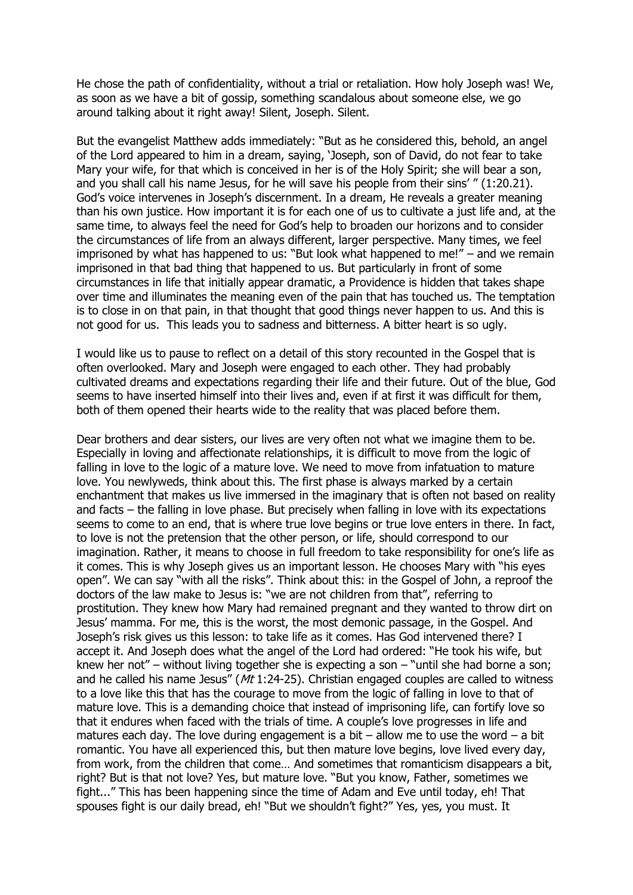He chose the path of confidentiality, without a trial or retaliation. How holy Joseph was! We, as soon as we have a bit of gossip, something scandalous about someone else, we go around talking about it right away! Silent, Joseph. Silent.

But the evangelist Matthew adds immediately: "But as he considered this, behold, an angel of the Lord appeared to him in a dream, saying, 'Joseph, son of David, do not fear to take Mary your wife, for that which is conceived in her is of the Holy Spirit; she will bear a son, and you shall call his name Jesus, for he will save his people from their sins' " (1:20.21). God's voice intervenes in Joseph's discernment. In a dream, He reveals a greater meaning than his own justice. How important it is for each one of us to cultivate a just life and, at the same time, to always feel the need for God's help to broaden our horizons and to consider the circumstances of life from an always different, larger perspective. Many times, we feel imprisoned by what has happened to us: "But look what happened to me!" – and we remain imprisoned in that bad thing that happened to us. But particularly in front of some circumstances in life that initially appear dramatic, a Providence is hidden that takes shape over time and illuminates the meaning even of the pain that has touched us. The temptation is to close in on that pain, in that thought that good things never happen to us. And this is not good for us. This leads you to sadness and bitterness. A bitter heart is so ugly.

I would like us to pause to reflect on a detail of this story recounted in the Gospel that is often overlooked. Mary and Joseph were engaged to each other. They had probably cultivated dreams and expectations regarding their life and their future. Out of the blue, God seems to have inserted himself into their lives and, even if at first it was difficult for them, both of them opened their hearts wide to the reality that was placed before them.

Dear brothers and dear sisters, our lives are very often not what we imagine them to be. Especially in loving and affectionate relationships, it is difficult to move from the logic of falling in love to the logic of a mature love. We need to move from infatuation to mature love. You newlyweds, think about this. The first phase is always marked by a certain enchantment that makes us live immersed in the imaginary that is often not based on reality and facts – the falling in love phase. But precisely when falling in love with its expectations seems to come to an end, that is where true love begins or true love enters in there. In fact, to love is not the pretension that the other person, or life, should correspond to our imagination. Rather, it means to choose in full freedom to take responsibility for one's life as it comes. This is why Joseph gives us an important lesson. He chooses Mary with "his eyes open". We can say "with all the risks". Think about this: in the Gospel of John, a reproof the doctors of the law make to Jesus is: "we are not children from that", referring to prostitution. They knew how Mary had remained pregnant and they wanted to throw dirt on Jesus' mamma. For me, this is the worst, the most demonic passage, in the Gospel. And Joseph's risk gives us this lesson: to take life as it comes. Has God intervened there? I accept it. And Joseph does what the angel of the Lord had ordered: "He took his wife, but knew her not" – without living together she is expecting a son – "until she had borne a son; and he called his name Jesus" (*Mt* 1:24-25). Christian engaged couples are called to witness to a love like this that has the courage to move from the logic of falling in love to that of mature love. This is a demanding choice that instead of imprisoning life, can fortify love so that it endures when faced with the trials of time. A couple's love progresses in life and matures each day. The love during engagement is a bit – allow me to use the word – a bit romantic. You have all experienced this, but then mature love begins, love lived every day, from work, from the children that come… And sometimes that romanticism disappears a bit, right? But is that not love? Yes, but mature love. "But you know, Father, sometimes we fight..." This has been happening since the time of Adam and Eve until today, eh! That spouses fight is our daily bread, eh! "But we shouldn't fight?" Yes, yes, you must. It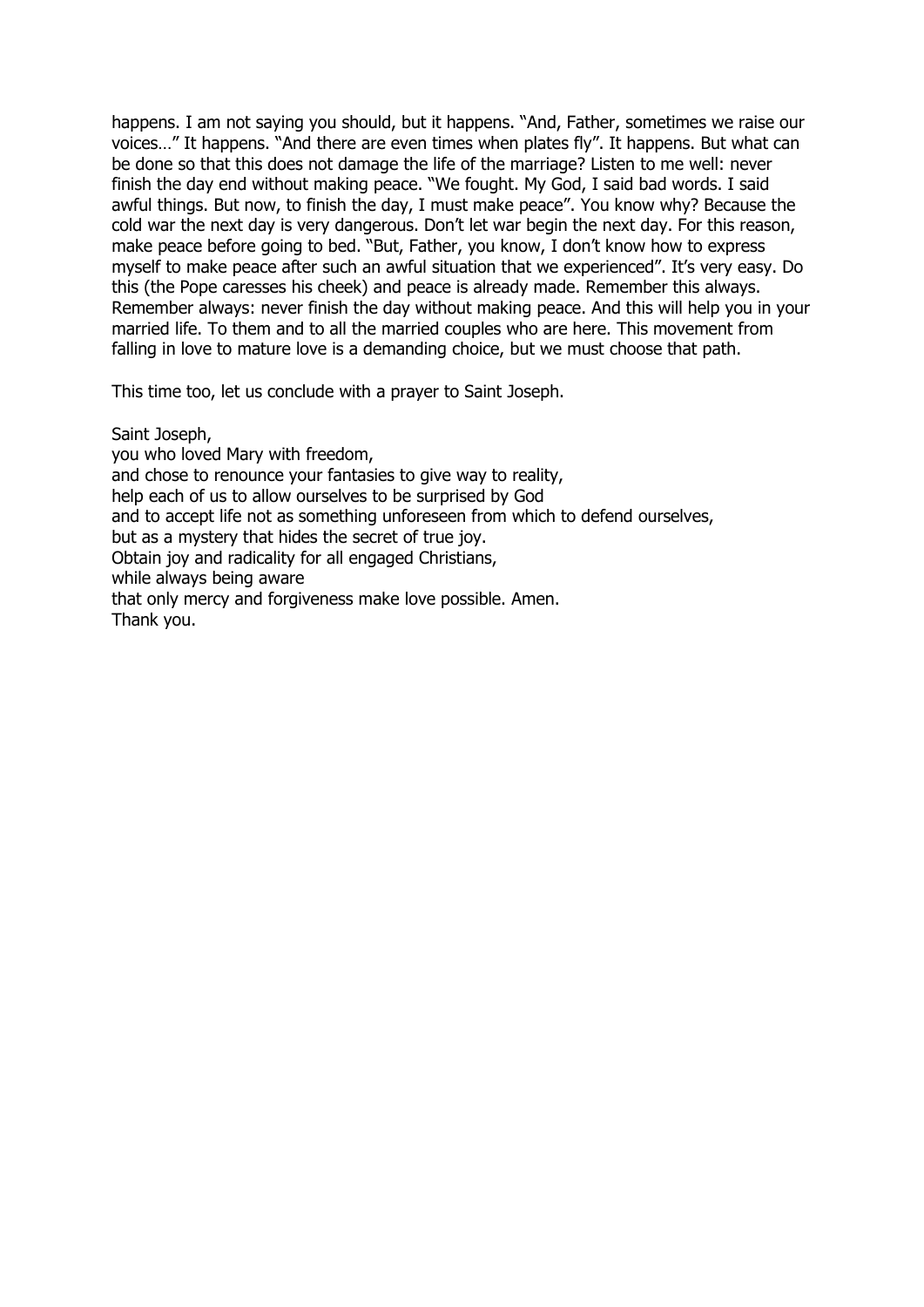happens. I am not saying you should, but it happens. "And, Father, sometimes we raise our voices…" It happens. "And there are even times when plates fly". It happens. But what can be done so that this does not damage the life of the marriage? Listen to me well: never finish the day end without making peace. "We fought. My God, I said bad words. I said awful things. But now, to finish the day, I must make peace". You know why? Because the cold war the next day is very dangerous. Don't let war begin the next day. For this reason, make peace before going to bed. "But, Father, you know, I don't know how to express myself to make peace after such an awful situation that we experienced". It's very easy. Do this (the Pope caresses his cheek) and peace is already made. Remember this always. Remember always: never finish the day without making peace. And this will help you in your married life. To them and to all the married couples who are here. This movement from falling in love to mature love is a demanding choice, but we must choose that path.

This time too, let us conclude with a prayer to Saint Joseph.

Saint Joseph,  
you who loved Mary with freedom,  
and chose to renounce your fantasies to give way to reality,  
help each of us to allow ourselves to be surprised by God  
and to accept life not as something unforeseen from which to defend ourselves,  
but as a mystery that hides the secret of true joy.  
Obtain joy and radicality for all engaged Christians,  
while always being aware  
that only mercy and forgiveness make love possible. Amen.  
Thank you.